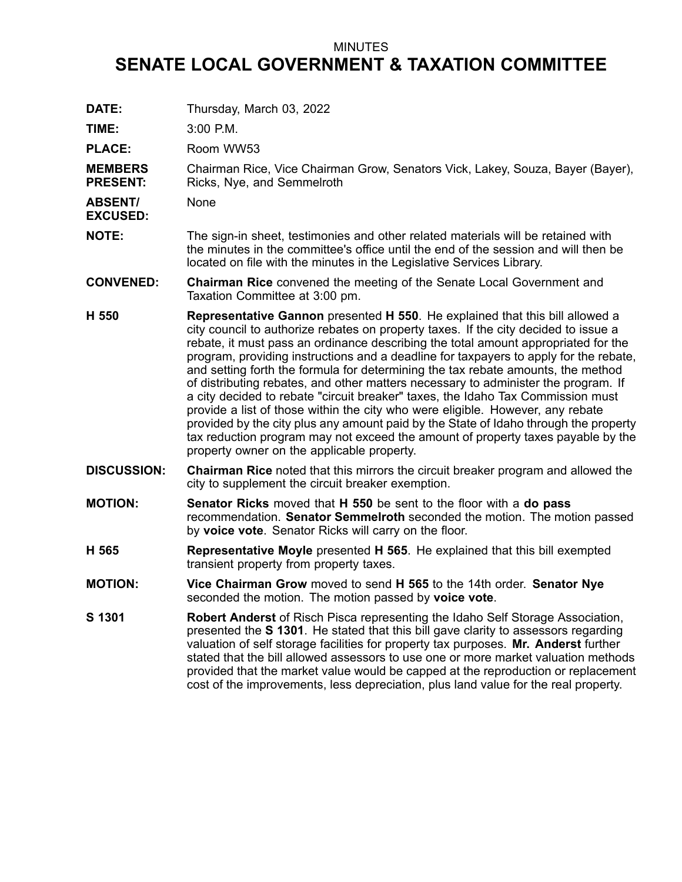MINUTES

# SENATE LOCAL GOVERNMENT & TAXATION COMMITTEE

**DATE:** Thursday, March 03, 2022

**TIME:** 3:00 P.M.

**PLACE:** Room WW53

**MEMBERS PRESENT:** Chairman Rice, Vice Chairman Grow, Senators Vick, Lakey, Souza, Bayer (Bayer), Ricks, Nye, and Semmelroth

**ABSENT/ EXCUSED:** None

**NOTE:** The sign-in sheet, testimonies and other related materials will be retained with the minutes in the committee's office until the end of the session and will then be located on file with the minutes in the Legislative Services Library.

**CONVENED:** **Chairman Rice** convened the meeting of the Senate Local Government and Taxation Committee at 3:00 pm.

**H 550** **Representative Gannon** presented **H 550**. He explained that this bill allowed a city council to authorize rebates on property taxes. If the city decided to issue a rebate, it must pass an ordinance describing the total amount appropriated for the program, providing instructions and a deadline for taxpayers to apply for the rebate, and setting forth the formula for determining the tax rebate amounts, the method of distributing rebates, and other matters necessary to administer the program. If a city decided to rebate "circuit breaker" taxes, the Idaho Tax Commission must provide a list of those within the city who were eligible. However, any rebate provided by the city plus any amount paid by the State of Idaho through the property tax reduction program may not exceed the amount of property taxes payable by the property owner on the applicable property.

**DISCUSSION:** **Chairman Rice** noted that this mirrors the circuit breaker program and allowed the city to supplement the circuit breaker exemption.

**MOTION:** **Senator Ricks** moved that **H 550** be sent to the floor with a **do pass** recommendation. **Senator Semmelroth** seconded the motion. The motion passed by **voice vote**. Senator Ricks will carry on the floor.

**H 565** **Representative Moyle** presented **H 565**. He explained that this bill exempted transient property from property taxes.

**MOTION:** **Vice Chairman Grow** moved to send **H 565** to the 14th order. **Senator Nye** seconded the motion. The motion passed by **voice vote**.

**S 1301** **Robert Anderst** of Risch Pisca representing the Idaho Self Storage Association, presented the **S 1301**. He stated that this bill gave clarity to assessors regarding valuation of self storage facilities for property tax purposes. **Mr. Anderst** further stated that the bill allowed assessors to use one or more market valuation methods provided that the market value would be capped at the reproduction or replacement cost of the improvements, less depreciation, plus land value for the real property.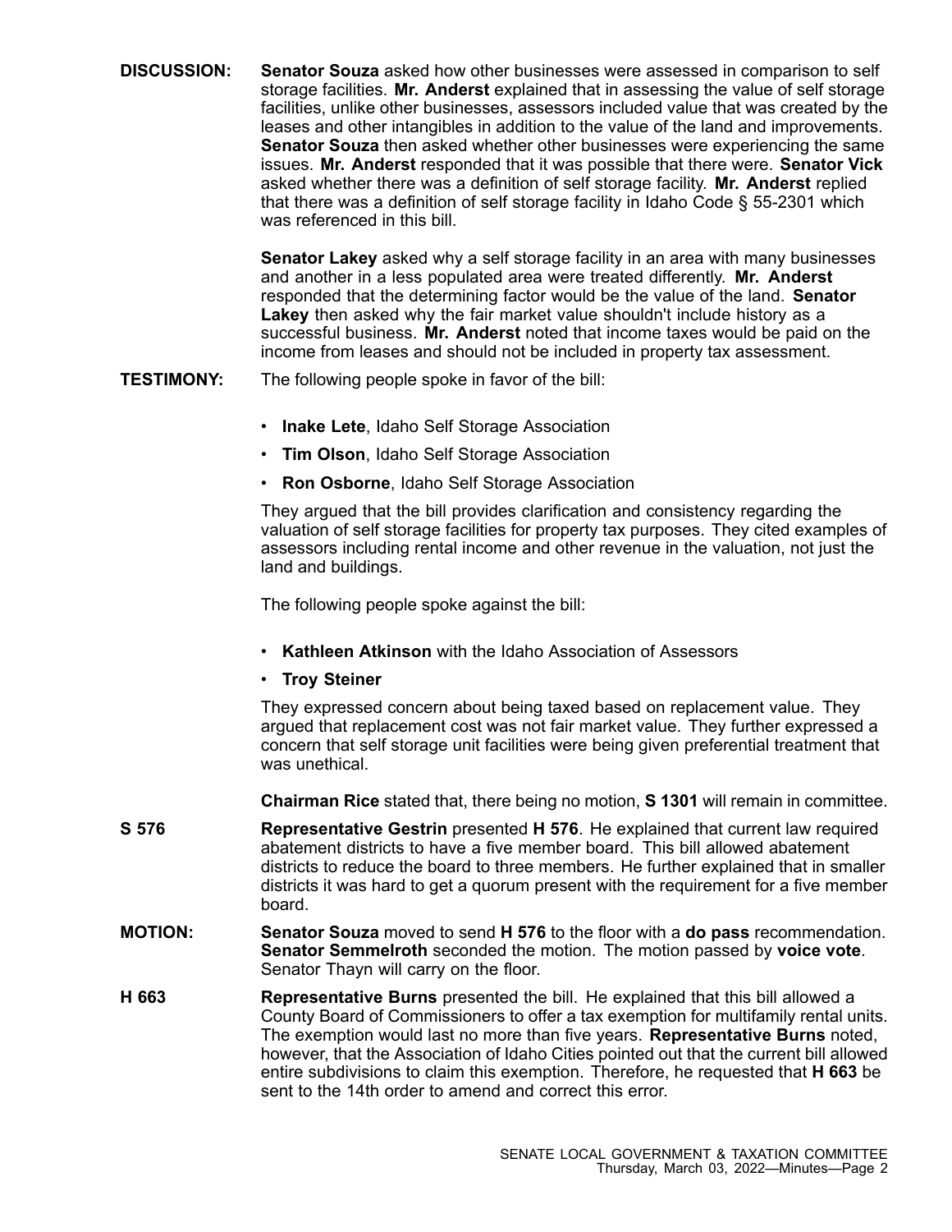**DISCUSSION:** **Senator Souza** asked how other businesses were assessed in comparison to self storage facilities. **Mr. Anderst** explained that in assessing the value of self storage facilities, unlike other businesses, assessors included value that was created by the leases and other intangibles in addition to the value of the land and improvements. **Senator Souza** then asked whether other businesses were experiencing the same issues. **Mr. Anderst** responded that it was possible that there were. **Senator Vick** asked whether there was a definition of self storage facility. **Mr. Anderst** replied that there was a definition of self storage facility in Idaho Code § 55-2301 which was referenced in this bill.

**Senator Lakey** asked why a self storage facility in an area with many businesses and another in a less populated area were treated differently. **Mr. Anderst** responded that the determining factor would be the value of the land. **Senator Lakey** then asked why the fair market value shouldn't include history as a successful business. **Mr. Anderst** noted that income taxes would be paid on the income from leases and should not be included in property tax assessment.

**TESTIMONY:** The following people spoke in favor of the bill:

- **Inake Lete**, Idaho Self Storage Association
- **Tim Olson**, Idaho Self Storage Association
- **Ron Osborne**, Idaho Self Storage Association

They argued that the bill provides clarification and consistency regarding the valuation of self storage facilities for property tax purposes. They cited examples of assessors including rental income and other revenue in the valuation, not just the land and buildings.

The following people spoke against the bill:

- **Kathleen Atkinson** with the Idaho Association of Assessors
- **Troy Steiner**

They expressed concern about being taxed based on replacement value. They argued that replacement cost was not fair market value. They further expressed a concern that self storage unit facilities were being given preferential treatment that was unethical.

**Chairman Rice** stated that, there being no motion, **S 1301** will remain in committee.

**S 576** **Representative Gestrin** presented **H 576**. He explained that current law required abatement districts to have a five member board. This bill allowed abatement districts to reduce the board to three members. He further explained that in smaller districts it was hard to get a quorum present with the requirement for a five member board.

**MOTION:** **Senator Souza** moved to send **H 576** to the floor with a **do pass** recommendation. **Senator Semmelroth** seconded the motion. The motion passed by **voice vote**. Senator Thayn will carry on the floor.

**H 663** **Representative Burns** presented the bill. He explained that this bill allowed a County Board of Commissioners to offer a tax exemption for multifamily rental units. The exemption would last no more than five years. **Representative Burns** noted, however, that the Association of Idaho Cities pointed out that the current bill allowed entire subdivisions to claim this exemption. Therefore, he requested that **H 663** be sent to the 14th order to amend and correct this error.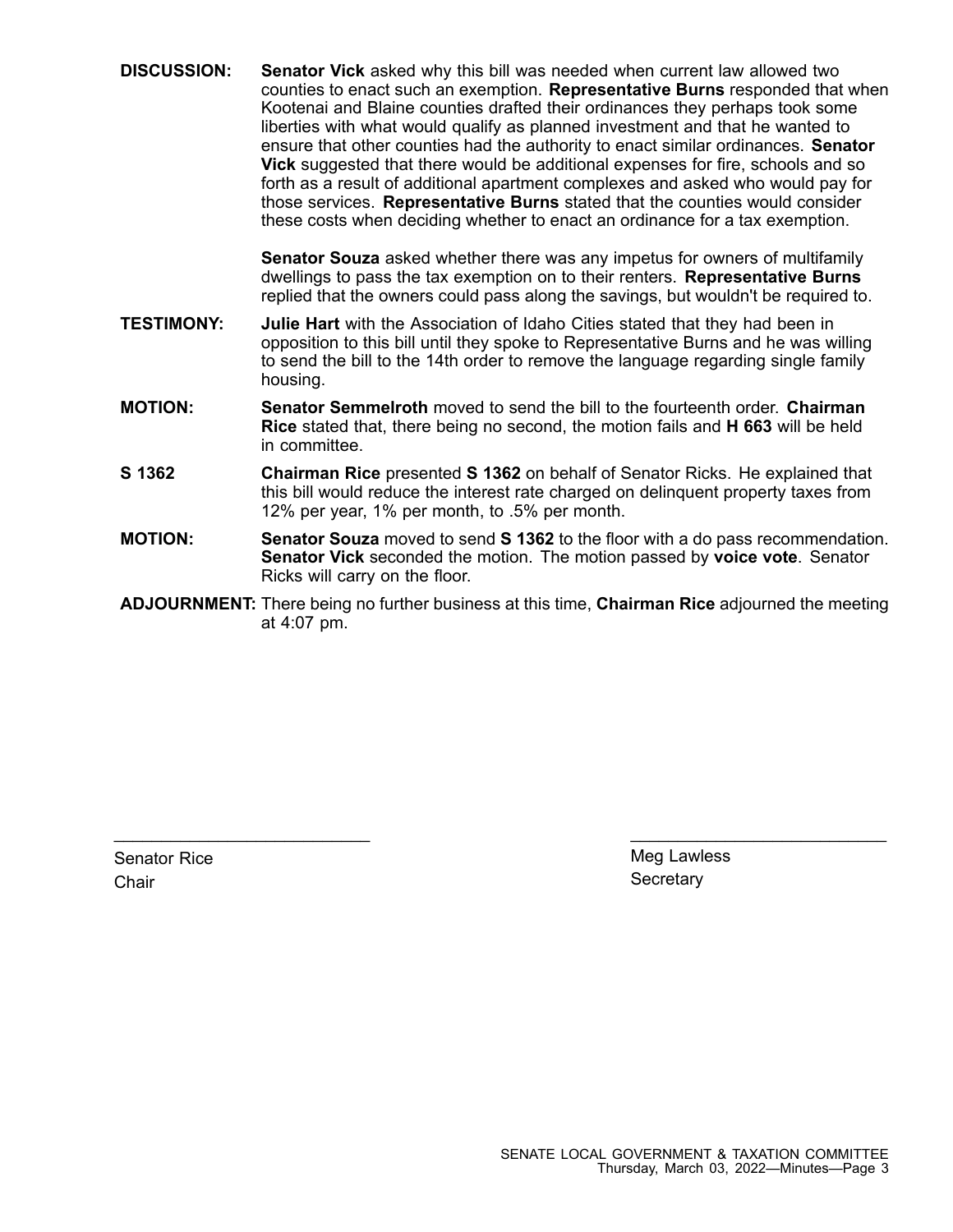**DISCUSSION:** **Senator Vick** asked why this bill was needed when current law allowed two counties to enact such an exemption. **Representative Burns** responded that when Kootenai and Blaine counties drafted their ordinances they perhaps took some liberties with what would qualify as planned investment and that he wanted to ensure that other counties had the authority to enact similar ordinances. **Senator Vick** suggested that there would be additional expenses for fire, schools and so forth as a result of additional apartment complexes and asked who would pay for those services. **Representative Burns** stated that the counties would consider these costs when deciding whether to enact an ordinance for a tax exemption.

**Senator Souza** asked whether there was any impetus for owners of multifamily dwellings to pass the tax exemption on to their renters. **Representative Burns** replied that the owners could pass along the savings, but wouldn't be required to.

**TESTIMONY:** **Julie Hart** with the Association of Idaho Cities stated that they had been in opposition to this bill until they spoke to Representative Burns and he was willing to send the bill to the 14th order to remove the language regarding single family housing.

**MOTION:** **Senator Semmelroth** moved to send the bill to the fourteenth order. **Chairman Rice** stated that, there being no second, the motion fails and **H 663** will be held in committee.

**S 1362** **Chairman Rice** presented **S 1362** on behalf of Senator Ricks. He explained that this bill would reduce the interest rate charged on delinquent property taxes from 12% per year, 1% per month, to .5% per month.

**MOTION:** **Senator Souza** moved to send **S 1362** to the floor with a do pass recommendation. **Senator Vick** seconded the motion. The motion passed by **voice vote**. Senator Ricks will carry on the floor.

**ADJOURNMENT:** There being no further business at this time, **Chairman Rice** adjourned the meeting at 4:07 pm.

___________________________
Senator Rice
Chair

___________________________
Meg Lawless
Secretary